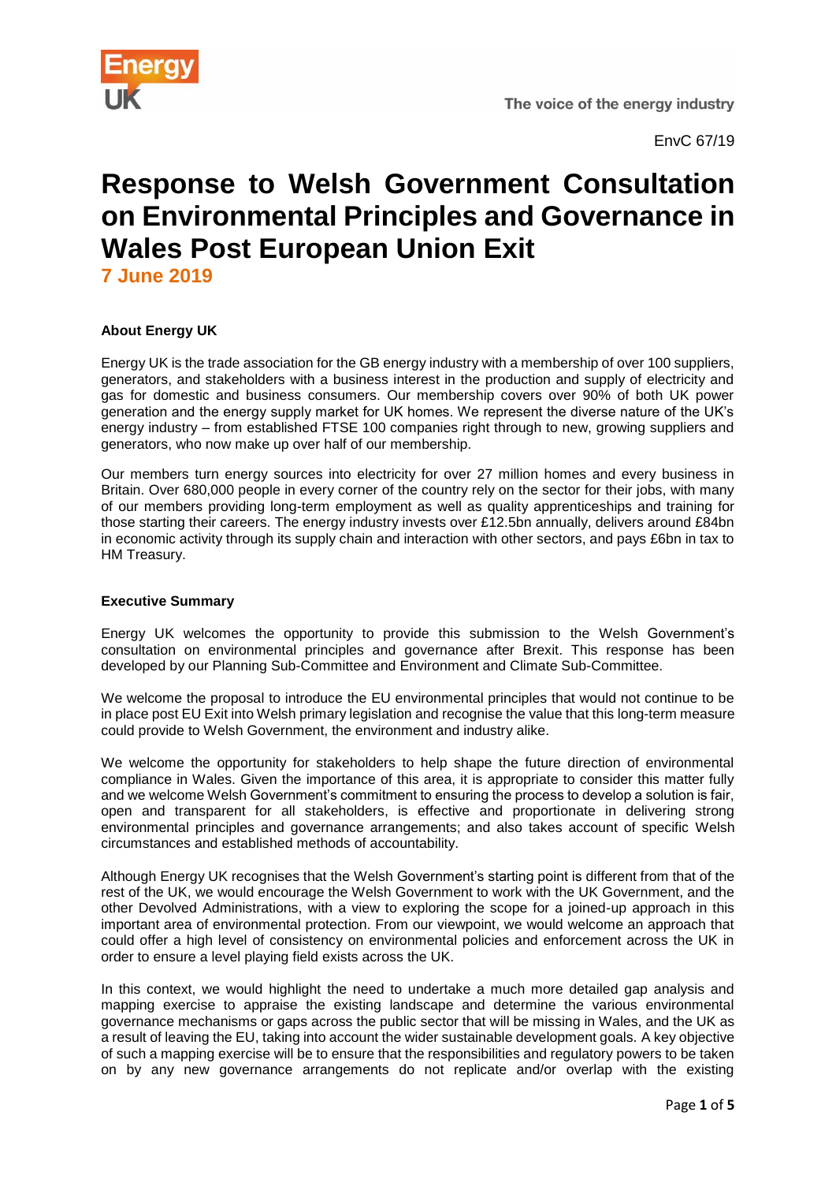Energy UK

The voice of the energy industry

EnvC 67/19

# Response to Welsh Government Consultation on Environmental Principles and Governance in Wales Post European Union Exit

**7 June 2019**

**About Energy UK**

Energy UK is the trade association for the GB energy industry with a membership of over 100 suppliers, generators, and stakeholders with a business interest in the production and supply of electricity and gas for domestic and business consumers. Our membership covers over 90% of both UK power generation and the energy supply market for UK homes. We represent the diverse nature of the UK's energy industry – from established FTSE 100 companies right through to new, growing suppliers and generators, who now make up over half of our membership.

Our members turn energy sources into electricity for over 27 million homes and every business in Britain. Over 680,000 people in every corner of the country rely on the sector for their jobs, with many of our members providing long-term employment as well as quality apprenticeships and training for those starting their careers. The energy industry invests over £12.5bn annually, delivers around £84bn in economic activity through its supply chain and interaction with other sectors, and pays £6bn in tax to HM Treasury.

**Executive Summary**

Energy UK welcomes the opportunity to provide this submission to the Welsh Government's consultation on environmental principles and governance after Brexit. This response has been developed by our Planning Sub-Committee and Environment and Climate Sub-Committee.

We welcome the proposal to introduce the EU environmental principles that would not continue to be in place post EU Exit into Welsh primary legislation and recognise the value that this long-term measure could provide to Welsh Government, the environment and industry alike.

We welcome the opportunity for stakeholders to help shape the future direction of environmental compliance in Wales. Given the importance of this area, it is appropriate to consider this matter fully and we welcome Welsh Government's commitment to ensuring the process to develop a solution is fair, open and transparent for all stakeholders, is effective and proportionate in delivering strong environmental principles and governance arrangements; and also takes account of specific Welsh circumstances and established methods of accountability.

Although Energy UK recognises that the Welsh Government's starting point is different from that of the rest of the UK, we would encourage the Welsh Government to work with the UK Government, and the other Devolved Administrations, with a view to exploring the scope for a joined-up approach in this important area of environmental protection. From our viewpoint, we would welcome an approach that could offer a high level of consistency on environmental policies and enforcement across the UK in order to ensure a level playing field exists across the UK.

In this context, we would highlight the need to undertake a much more detailed gap analysis and mapping exercise to appraise the existing landscape and determine the various environmental governance mechanisms or gaps across the public sector that will be missing in Wales, and the UK as a result of leaving the EU, taking into account the wider sustainable development goals. A key objective of such a mapping exercise will be to ensure that the responsibilities and regulatory powers to be taken on by any new governance arrangements do not replicate and/or overlap with the existing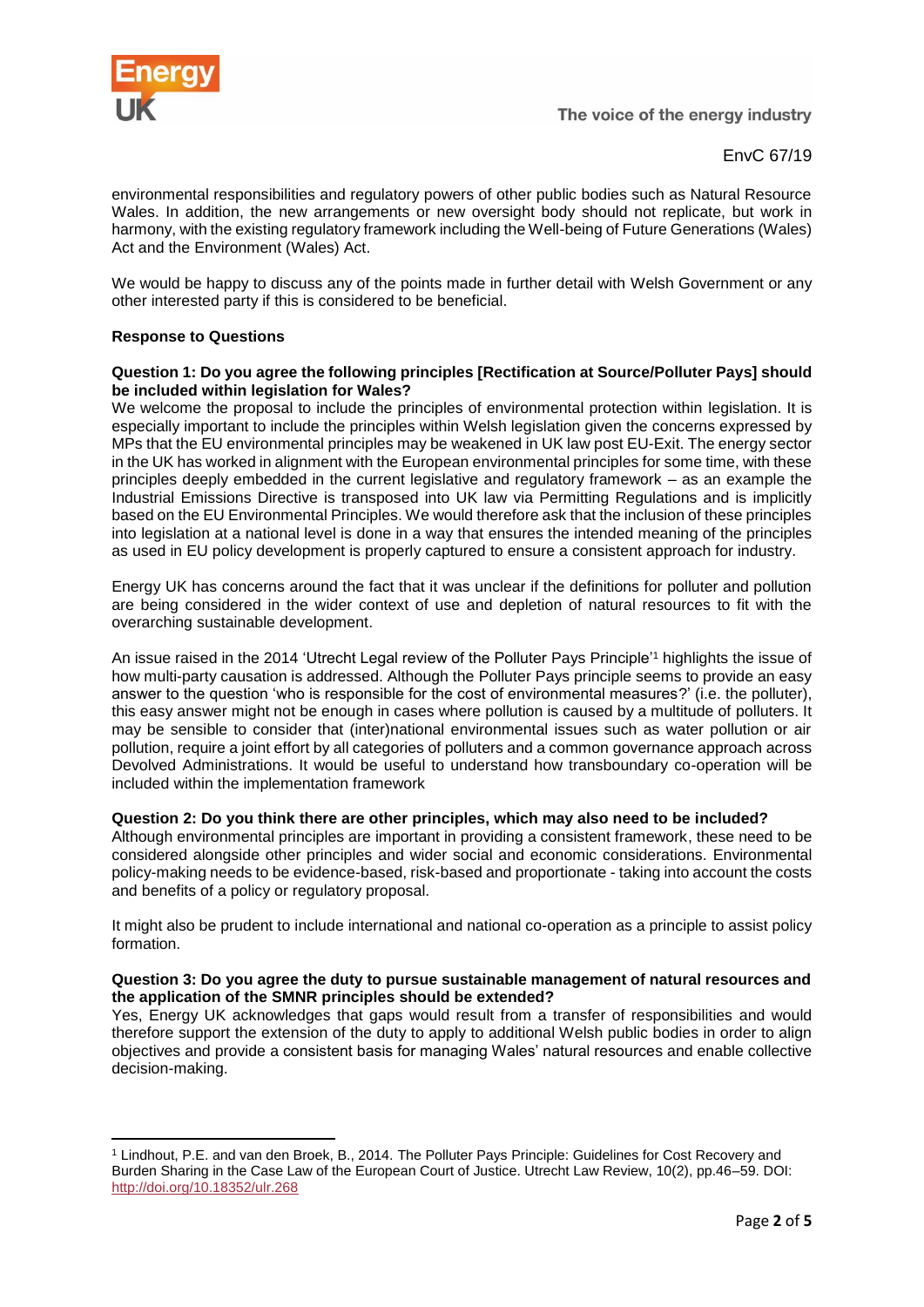environmental responsibilities and regulatory powers of other public bodies such as Natural Resource Wales. In addition, the new arrangements or new oversight body should not replicate, but work in harmony, with the existing regulatory framework including the Well-being of Future Generations (Wales) Act and the Environment (Wales) Act.

We would be happy to discuss any of the points made in further detail with Welsh Government or any other interested party if this is considered to be beneficial.

**Response to Questions**

**Question 1: Do you agree the following principles [Rectification at Source/Polluter Pays] should be included within legislation for Wales?**

We welcome the proposal to include the principles of environmental protection within legislation. It is especially important to include the principles within Welsh legislation given the concerns expressed by MPs that the EU environmental principles may be weakened in UK law post EU-Exit. The energy sector in the UK has worked in alignment with the European environmental principles for some time, with these principles deeply embedded in the current legislative and regulatory framework – as an example the Industrial Emissions Directive is transposed into UK law via Permitting Regulations and is implicitly based on the EU Environmental Principles. We would therefore ask that the inclusion of these principles into legislation at a national level is done in a way that ensures the intended meaning of the principles as used in EU policy development is properly captured to ensure a consistent approach for industry.

Energy UK has concerns around the fact that it was unclear if the definitions for polluter and pollution are being considered in the wider context of use and depletion of natural resources to fit with the overarching sustainable development.

An issue raised in the 2014 'Utrecht Legal review of the Polluter Pays Principle'[1] highlights the issue of how multi-party causation is addressed. Although the Polluter Pays principle seems to provide an easy answer to the question 'who is responsible for the cost of environmental measures?' (i.e. the polluter), this easy answer might not be enough in cases where pollution is caused by a multitude of polluters. It may be sensible to consider that (inter)national environmental issues such as water pollution or air pollution, require a joint effort by all categories of polluters and a common governance approach across Devolved Administrations. It would be useful to understand how transboundary co-operation will be included within the implementation framework

**Question 2: Do you think there are other principles, which may also need to be included?**

Although environmental principles are important in providing a consistent framework, these need to be considered alongside other principles and wider social and economic considerations. Environmental policy-making needs to be evidence-based, risk-based and proportionate - taking into account the costs and benefits of a policy or regulatory proposal.

It might also be prudent to include international and national co-operation as a principle to assist policy formation.

**Question 3: Do you agree the duty to pursue sustainable management of natural resources and the application of the SMNR principles should be extended?**

Yes, Energy UK acknowledges that gaps would result from a transfer of responsibilities and would therefore support the extension of the duty to apply to additional Welsh public bodies in order to align objectives and provide a consistent basis for managing Wales' natural resources and enable collective decision-making.

---

[1] Lindhout, P.E. and van den Broek, B., 2014. The Polluter Pays Principle: Guidelines for Cost Recovery and Burden Sharing in the Case Law of the European Court of Justice. Utrecht Law Review, 10(2), pp.46–59. DOI: http://doi.org/10.18352/ulr.268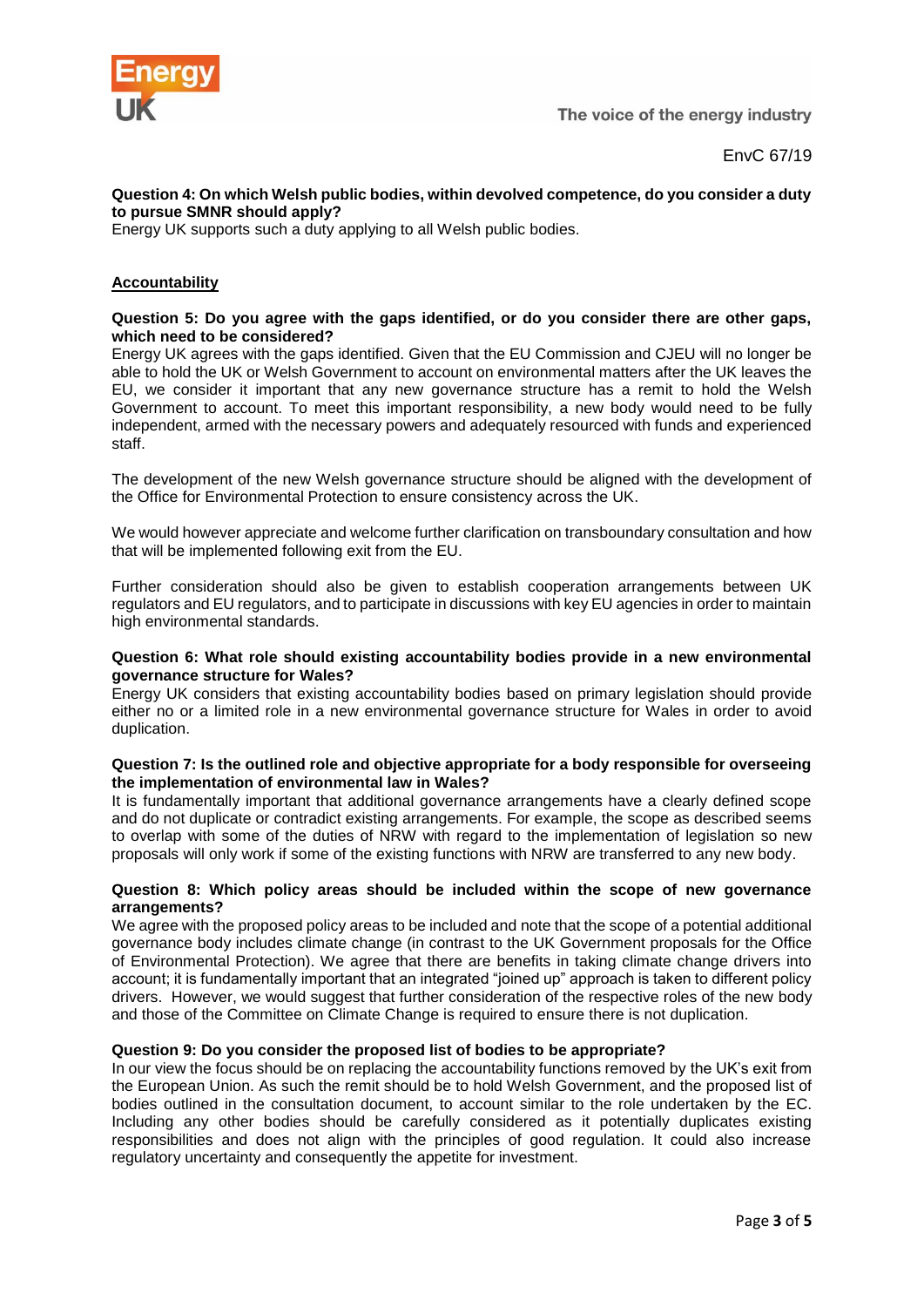**Question 4: On which Welsh public bodies, within devolved competence, do you consider a duty to pursue SMNR should apply?**

Energy UK supports such a duty applying to all Welsh public bodies.

**Accountability**

**Question 5: Do you agree with the gaps identified, or do you consider there are other gaps, which need to be considered?**

Energy UK agrees with the gaps identified. Given that the EU Commission and CJEU will no longer be able to hold the UK or Welsh Government to account on environmental matters after the UK leaves the EU, we consider it important that any new governance structure has a remit to hold the Welsh Government to account. To meet this important responsibility, a new body would need to be fully independent, armed with the necessary powers and adequately resourced with funds and experienced staff.

The development of the new Welsh governance structure should be aligned with the development of the Office for Environmental Protection to ensure consistency across the UK.

We would however appreciate and welcome further clarification on transboundary consultation and how that will be implemented following exit from the EU.

Further consideration should also be given to establish cooperation arrangements between UK regulators and EU regulators, and to participate in discussions with key EU agencies in order to maintain high environmental standards.

**Question 6: What role should existing accountability bodies provide in a new environmental governance structure for Wales?**

Energy UK considers that existing accountability bodies based on primary legislation should provide either no or a limited role in a new environmental governance structure for Wales in order to avoid duplication.

**Question 7: Is the outlined role and objective appropriate for a body responsible for overseeing the implementation of environmental law in Wales?**

It is fundamentally important that additional governance arrangements have a clearly defined scope and do not duplicate or contradict existing arrangements. For example, the scope as described seems to overlap with some of the duties of NRW with regard to the implementation of legislation so new proposals will only work if some of the existing functions with NRW are transferred to any new body.

**Question 8: Which policy areas should be included within the scope of new governance arrangements?**

We agree with the proposed policy areas to be included and note that the scope of a potential additional governance body includes climate change (in contrast to the UK Government proposals for the Office of Environmental Protection). We agree that there are benefits in taking climate change drivers into account; it is fundamentally important that an integrated "joined up" approach is taken to different policy drivers. However, we would suggest that further consideration of the respective roles of the new body and those of the Committee on Climate Change is required to ensure there is not duplication.

**Question 9: Do you consider the proposed list of bodies to be appropriate?**

In our view the focus should be on replacing the accountability functions removed by the UK's exit from the European Union. As such the remit should be to hold Welsh Government, and the proposed list of bodies outlined in the consultation document, to account similar to the role undertaken by the EC. Including any other bodies should be carefully considered as it potentially duplicates existing responsibilities and does not align with the principles of good regulation. It could also increase regulatory uncertainty and consequently the appetite for investment.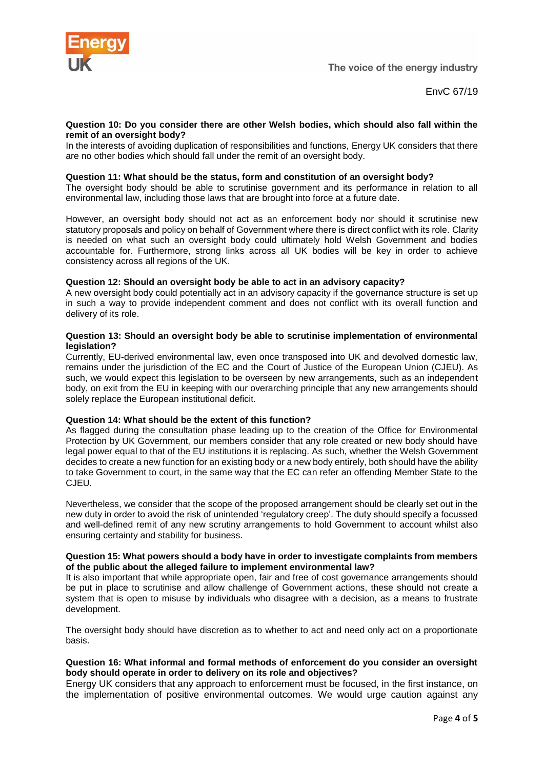**Question 10: Do you consider there are other Welsh bodies, which should also fall within the remit of an oversight body?**

In the interests of avoiding duplication of responsibilities and functions, Energy UK considers that there are no other bodies which should fall under the remit of an oversight body.

**Question 11: What should be the status, form and constitution of an oversight body?**

The oversight body should be able to scrutinise government and its performance in relation to all environmental law, including those laws that are brought into force at a future date.

However, an oversight body should not act as an enforcement body nor should it scrutinise new statutory proposals and policy on behalf of Government where there is direct conflict with its role. Clarity is needed on what such an oversight body could ultimately hold Welsh Government and bodies accountable for. Furthermore, strong links across all UK bodies will be key in order to achieve consistency across all regions of the UK.

**Question 12: Should an oversight body be able to act in an advisory capacity?**

A new oversight body could potentially act in an advisory capacity if the governance structure is set up in such a way to provide independent comment and does not conflict with its overall function and delivery of its role.

**Question 13: Should an oversight body be able to scrutinise implementation of environmental legislation?**

Currently, EU-derived environmental law, even once transposed into UK and devolved domestic law, remains under the jurisdiction of the EC and the Court of Justice of the European Union (CJEU). As such, we would expect this legislation to be overseen by new arrangements, such as an independent body, on exit from the EU in keeping with our overarching principle that any new arrangements should solely replace the European institutional deficit.

**Question 14: What should be the extent of this function?**

As flagged during the consultation phase leading up to the creation of the Office for Environmental Protection by UK Government, our members consider that any role created or new body should have legal power equal to that of the EU institutions it is replacing. As such, whether the Welsh Government decides to create a new function for an existing body or a new body entirely, both should have the ability to take Government to court, in the same way that the EC can refer an offending Member State to the CJEU.

Nevertheless, we consider that the scope of the proposed arrangement should be clearly set out in the new duty in order to avoid the risk of unintended 'regulatory creep'. The duty should specify a focussed and well-defined remit of any new scrutiny arrangements to hold Government to account whilst also ensuring certainty and stability for business.

**Question 15: What powers should a body have in order to investigate complaints from members of the public about the alleged failure to implement environmental law?**

It is also important that while appropriate open, fair and free of cost governance arrangements should be put in place to scrutinise and allow challenge of Government actions, these should not create a system that is open to misuse by individuals who disagree with a decision, as a means to frustrate development.

The oversight body should have discretion as to whether to act and need only act on a proportionate basis.

**Question 16: What informal and formal methods of enforcement do you consider an oversight body should operate in order to delivery on its role and objectives?**

Energy UK considers that any approach to enforcement must be focused, in the first instance, on the implementation of positive environmental outcomes. We would urge caution against any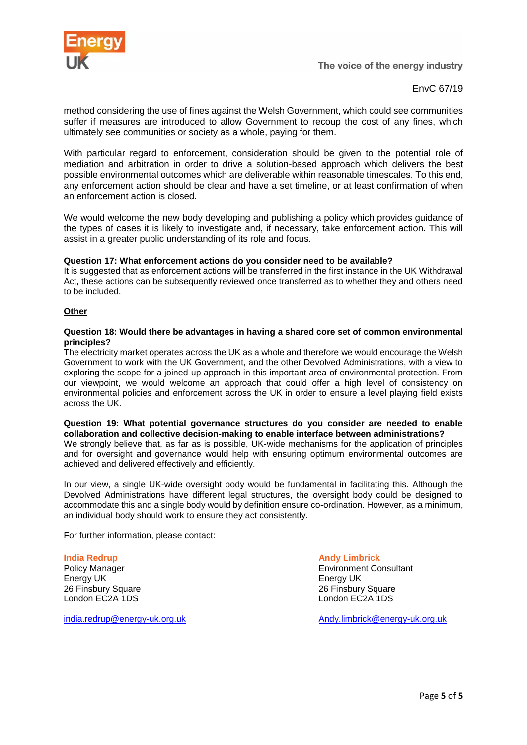EnvC 67/19

method considering the use of fines against the Welsh Government, which could see communities suffer if measures are introduced to allow Government to recoup the cost of any fines, which ultimately see communities or society as a whole, paying for them.

With particular regard to enforcement, consideration should be given to the potential role of mediation and arbitration in order to drive a solution-based approach which delivers the best possible environmental outcomes which are deliverable within reasonable timescales. To this end, any enforcement action should be clear and have a set timeline, or at least confirmation of when an enforcement action is closed.

We would welcome the new body developing and publishing a policy which provides guidance of the types of cases it is likely to investigate and, if necessary, take enforcement action. This will assist in a greater public understanding of its role and focus.

**Question 17: What enforcement actions do you consider need to be available?**
It is suggested that as enforcement actions will be transferred in the first instance in the UK Withdrawal Act, these actions can be subsequently reviewed once transferred as to whether they and others need to be included.

**<u>Other</u>**

**Question 18: Would there be advantages in having a shared core set of common environmental principles?**
The electricity market operates across the UK as a whole and therefore we would encourage the Welsh Government to work with the UK Government, and the other Devolved Administrations, with a view to exploring the scope for a joined-up approach in this important area of environmental protection. From our viewpoint, we would welcome an approach that could offer a high level of consistency on environmental policies and enforcement across the UK in order to ensure a level playing field exists across the UK.

**Question 19: What potential governance structures do you consider are needed to enable collaboration and collective decision-making to enable interface between administrations?**
We strongly believe that, as far as is possible, UK-wide mechanisms for the application of principles and for oversight and governance would help with ensuring optimum environmental outcomes are achieved and delivered effectively and efficiently.

In our view, a single UK-wide oversight body would be fundamental in facilitating this. Although the Devolved Administrations have different legal structures, the oversight body could be designed to accommodate this and a single body would by definition ensure co-ordination. However, as a minimum, an individual body should work to ensure they act consistently.

For further information, please contact:

**India Redrup**
Policy Manager
Energy UK
26 Finsbury Square
London EC2A 1DS

india.redrup@energy-uk.org.uk

**Andy Limbrick**
Environment Consultant
Energy UK
26 Finsbury Square
London EC2A 1DS

Andy.limbrick@energy-uk.org.uk